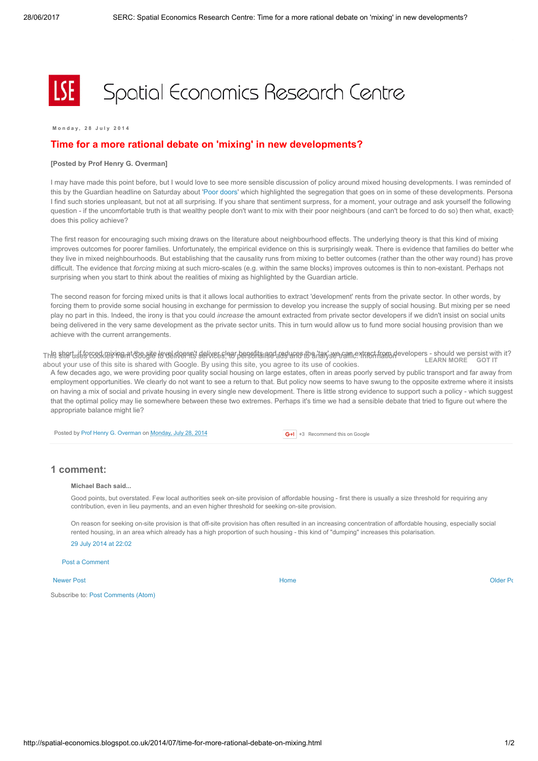# Spatial Economics Research Centre

Monday, 28 July 2014

## Time for a more rational debate on 'mixing' in new developments?

**[Posted by Prof Henry G. Overman]**

I may have made this point before, but I would love to see more sensible discussion of policy around mixed housing developments. I was reminded of this by the Guardian headline on Saturday about 'Poor doors' which highlighted the segregation that goes on in some of these developments. Persona I find such stories unpleasant, but not at all surprising. If you share that sentiment surpress, for a moment, your outrage and ask yourself the following question - if the uncomfortable truth is that wealthy people don't want to mix with their poor neighbours (and can't be forced to do so) then what, exactl does this policy achieve?

The first reason for encouraging such mixing draws on the literature about neighbourhood effects. The underlying theory is that this kind of mixing improves outcomes for poorer families. Unfortunately, the empirical evidence on this is surprisingly weak. There is evidence that families do better whe they live in mixed neighbourhoods. But establishing that the causality runs from mixing to better outcomes (rather than the other way round) has prove difficult. The evidence that *forcing* mixing at such micro-scales (e.g. within the same blocks) improves outcomes is thin to non-existant. Perhaps not surprising when you start to think about the realities of mixing as highlighted by the Guardian article.

The second reason for forcing mixed units is that it allows local authorities to extract 'development' rents from the private sector. In other words, by forcing them to provide some social housing in exchange for permission to develop you increase the supply of social housing. But mixing per se need play no part in this. Indeed, the irony is that you could *increase* the amount extracted from private sector developers if we didn't insist on social units being delivered in the very same development as the private sector units. This in turn would allow us to fund more social housing provision than we achieve with the current arrangements.

In short, if forced mixing at the site level doesn't deliver clear benefits and reduces the 'tax' we can extract from developers - should we persist with it?

A few decades ago, we were providing poor quality social housing on large estates, often in areas poorly served by public transport and far away from employment opportunities. We clearly do not want to see a return to that. But policy now seems to have swung to the opposite extreme where it insists on having a mix of social and private housing in every single new development. There is little strong evidence to support such a policy - which suggest that the optimal policy may lie somewhere between these two extremes. Perhaps it's time we had a sensible debate that tried to figure out where the appropriate balance might lie?

Posted by Prof Henry G. Overman on Monday, July 28, 2014

+3 Recommend this on Google

## 1 comment:

**Michael Bach said...**

Good points, but overstated. Few local authorities seek on-site provision of affordable housing - first there is usually a size threshold for requiring any contribution, even in lieu payments, and an even higher threshold for seeking on-site provision.

On reason for seeking on-site provision is that off-site provision has often resulted in an increasing concentration of affordable housing, especially social rented housing, in an area which already has a high proportion of such housing - this kind of "dumping" increases this polarisation.

29 July 2014 at 22:02

Post a Comment

Newer Post | Home | Older Po

Subscribe to: Post Comments (Atom)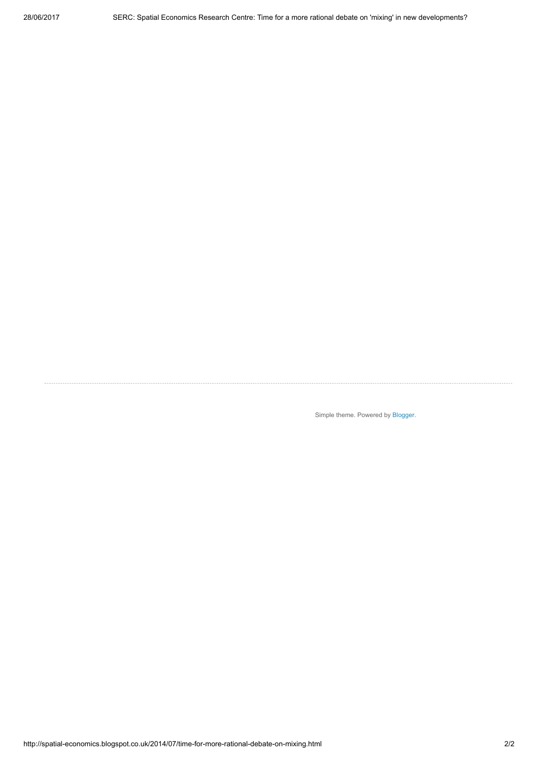Simple theme. Powered by Blogger.